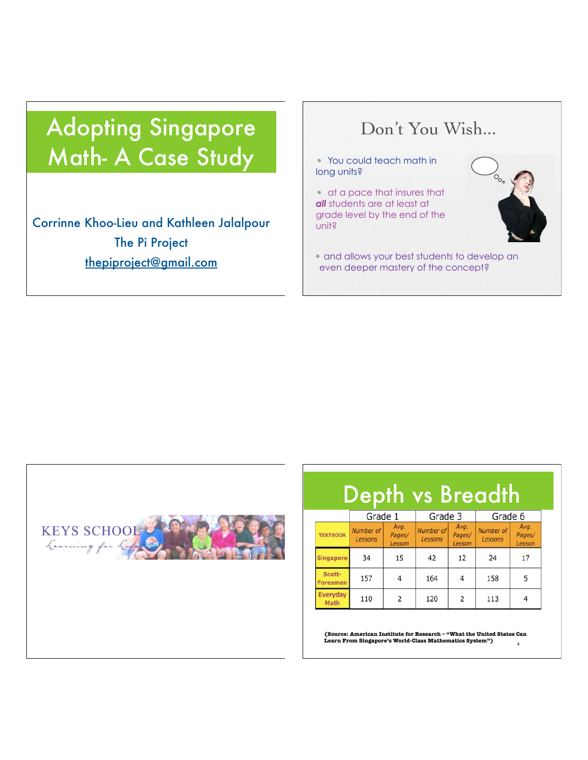# Adopting Singapore Math- A Case Study

Corrinne Khoo-Lieu and Kathleen Jalalpour

The Pi Project

thepiproject@gmail.com

## Don't You Wish…

- You could teach math in long units?
- at a pace that insures that ***all*** students are at least at grade level by the end of the unit?
- and allows your best students to develop an even deeper mastery of the concept?

KEYS SCHOOL

Learning for Life

# Depth vs Breadth

| | Grade 1 | | Grade 3 | | Grade 6 | |
|---|---|---|---|---|---|---|
| TEXTBOOK | *Number of Lessons* | *Avg. Pages/ Lesson* | *Number of Lessons* | *Avg. Pages/ Lesson* | *Number of Lessons* | *Avg. Pages/ Lesson* |
| Singapore | 34 | 15 | 42 | 12 | 24 | 17 |
| Scott-Foresman | 157 | 4 | 164 | 4 | 158 | 5 |
| Everyday Math | 110 | 2 | 120 | 2 | 113 | 4 |

**(Source: American Institute for Research – "What the United States Can Learn From Singapore's World-Class Mathematics System")**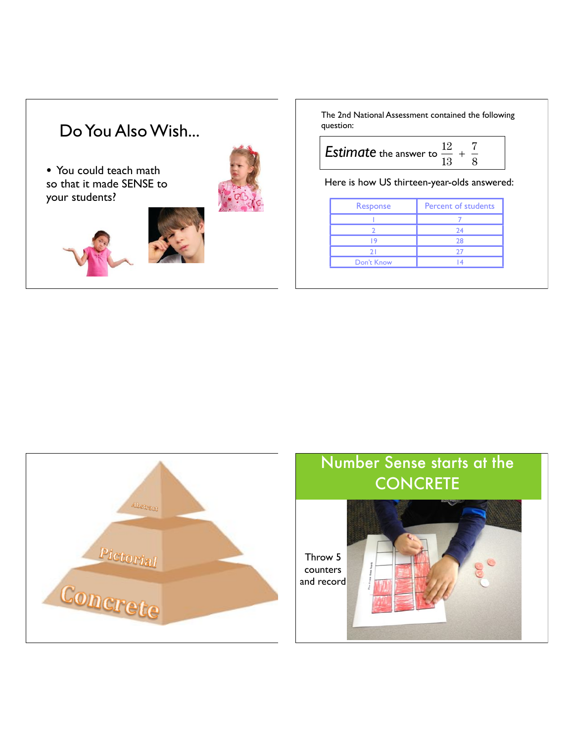## Do You Also Wish...

- You could teach math so that it made SENSE to your students?

The 2nd National Assessment contained the following question:

*Estimate* the answer to $\frac{12}{13} + \frac{7}{8}$

Here is how US thirteen-year-olds answered:

| Response | Percent of students |
|---|---|
| 1 | 7 |
| 2 | 24 |
| 19 | 28 |
| 21 | 27 |
| Don't Know | 14 |

Abstract

Pictorial

Concrete

## Number Sense starts at the CONCRETE

Throw 5 counters and record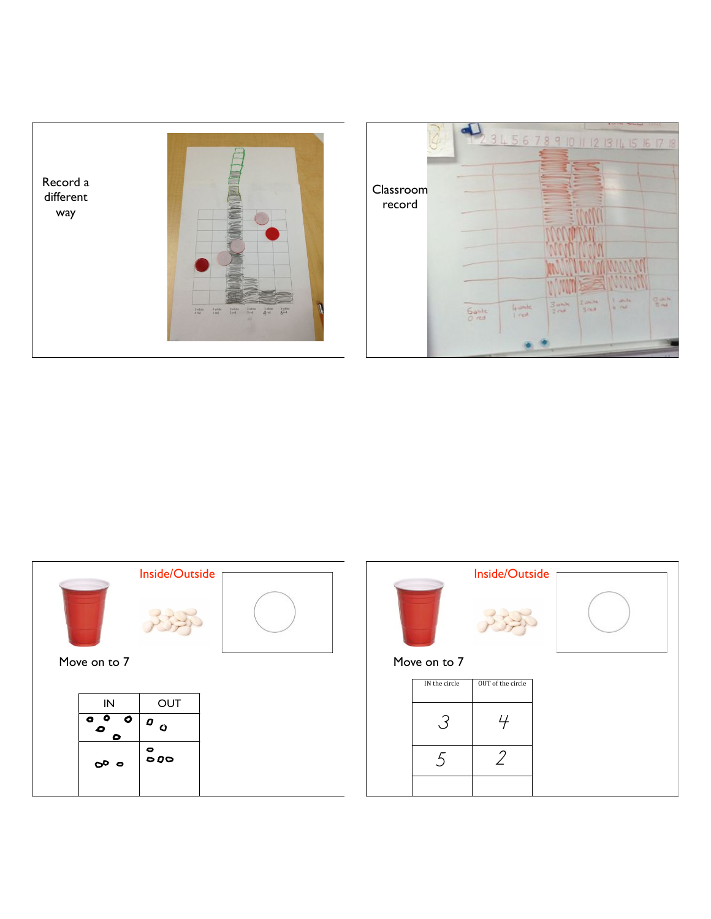Record a different way

Classroom record

## Inside/Outside

Move on to 7

| IN | OUT |
| --- | --- |
| 5 beans | 2 beans |
| 3 beans | 4 beans |

## Inside/Outside

Move on to 7

| IN the circle | OUT of the circle |
| --- | --- |
| 3 | 4 |
| 5 | 2 |
| | |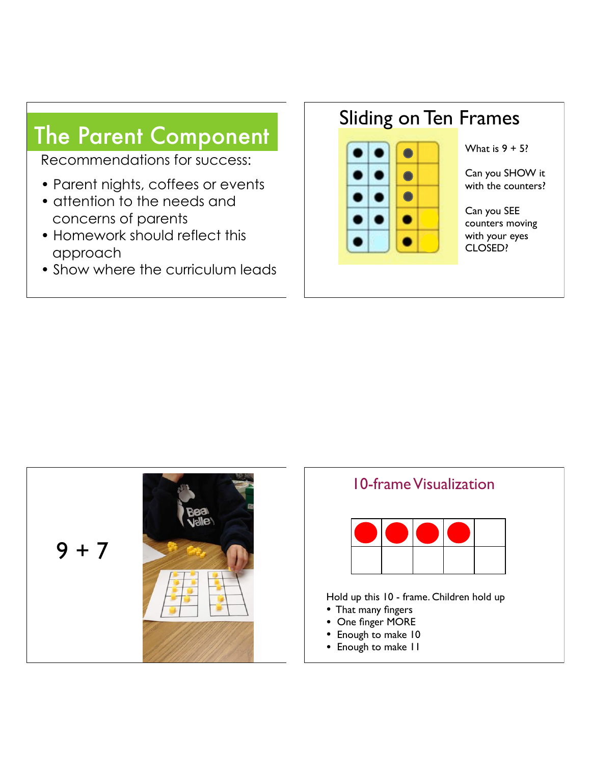## The Parent Component

Recommendations for success:

- Parent nights, coffees or events
- attention to the needs and concerns of parents
- Homework should reflect this approach
- Show where the curriculum leads

## Sliding on Ten Frames

What is 9 + 5?

Can you SHOW it with the counters?

Can you SEE counters moving with your eyes CLOSED?

9 + 7

## 10-frame Visualization

Hold up this 10 - frame. Children hold up

- That many fingers
- One finger MORE
- Enough to make 10
- Enough to make 11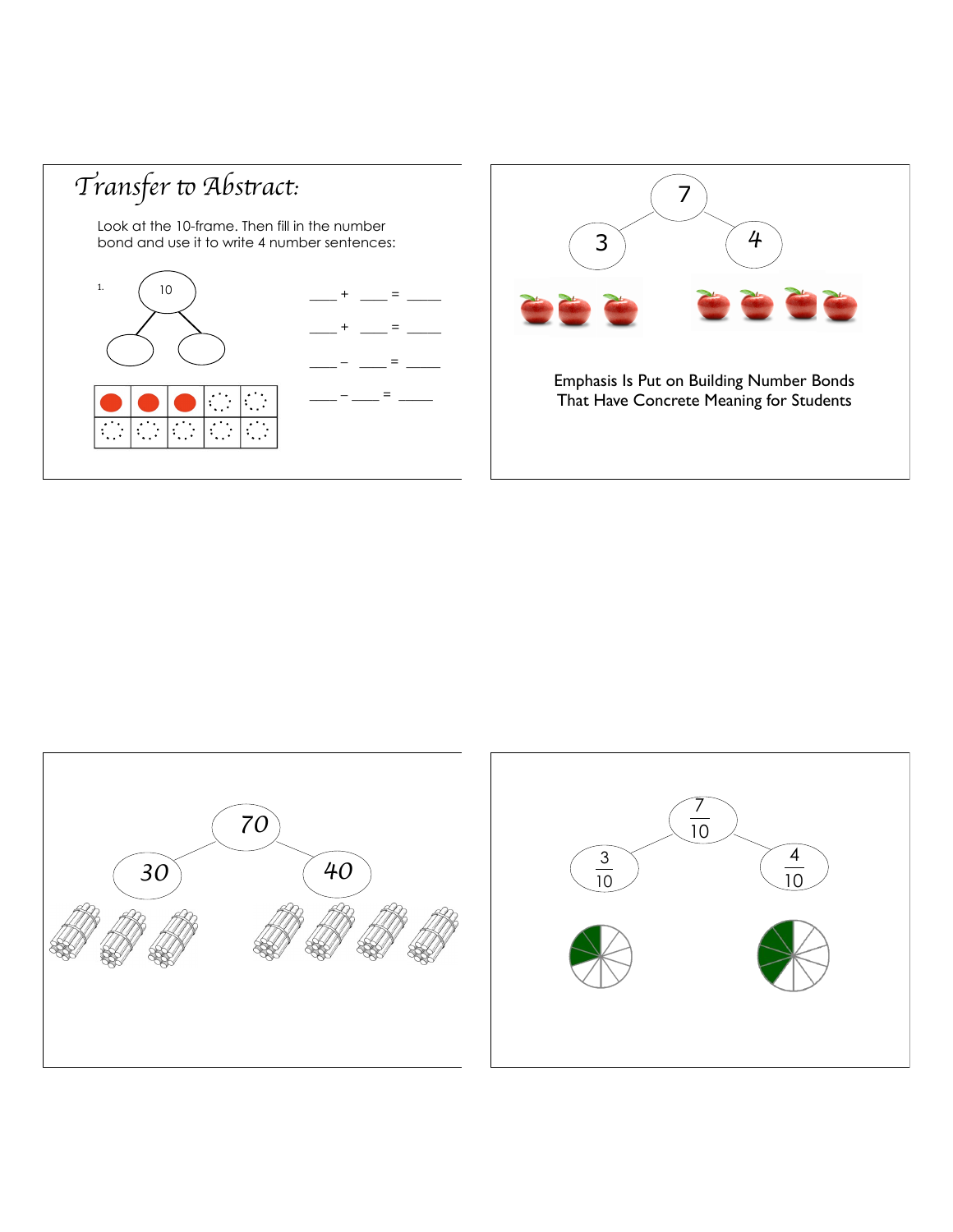# *Transfer to Abstract:*

Look at the 10-frame. Then fill in the number bond and use it to write 4 number sentences:

1\. 10

____ + ____ = _____

____ + ____ = _____

____ − ____ = _____

____ − ____ = _____

7

3 4

Emphasis Is Put on Building Number Bonds That Have Concrete Meaning for Students

70

30 40

$\frac{7}{10}$

$\frac{3}{10}$ $\frac{4}{10}$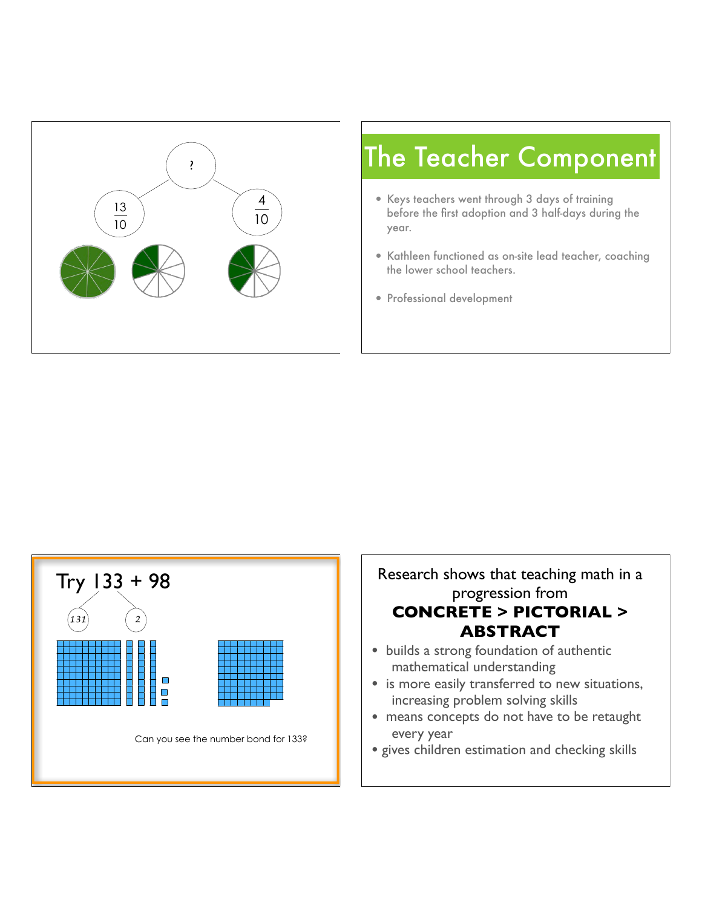?

$\frac{13}{10}$ $\frac{4}{10}$

# The Teacher Component

- Keys teachers went through 3 days of training before the first adoption and 3 half-days during the year.
- Kathleen functioned as on-site lead teacher, coaching the lower school teachers.
- Professional development

Try 133 + 98

131 2

Can you see the number bond for 133?

Research shows that teaching math in a progression from

**CONCRETE > PICTORIAL > ABSTRACT**

- builds a strong foundation of authentic mathematical understanding
- is more easily transferred to new situations, increasing problem solving skills
- means concepts do not have to be retaught every year
- gives children estimation and checking skills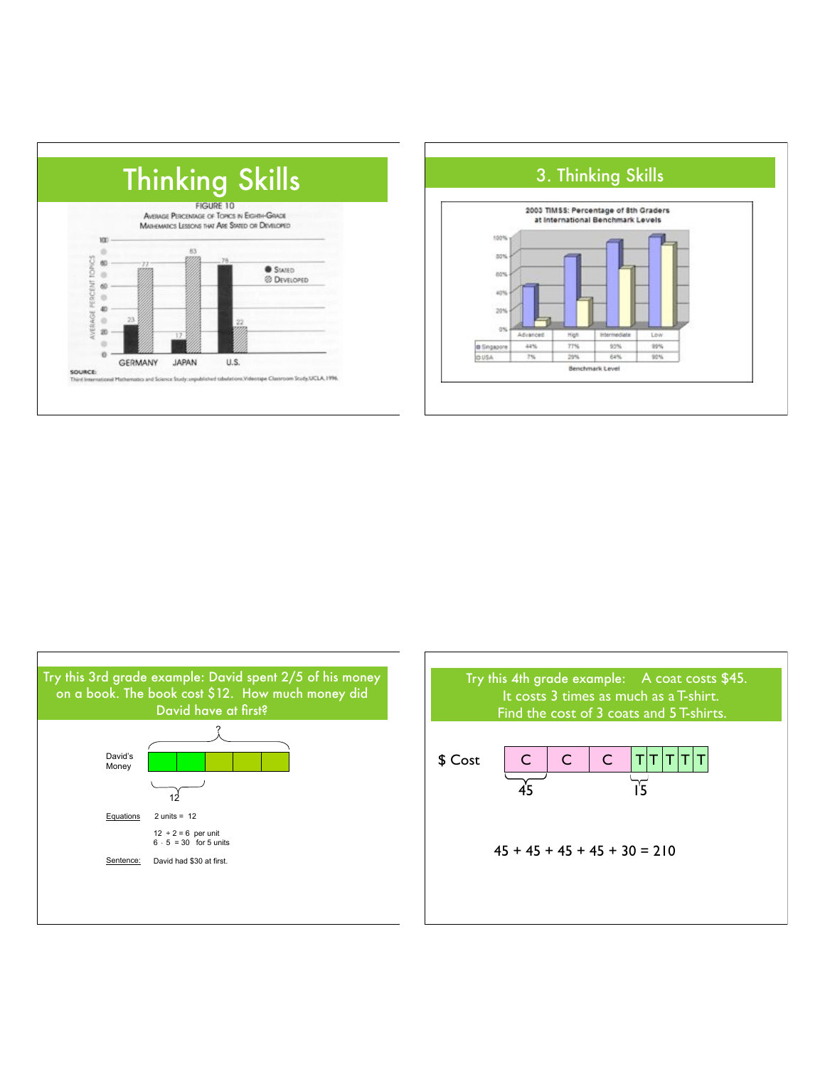# Thinking Skills

FIGURE 10
AVERAGE PERCENTAGE OF TOPICS IN EIGHTH-GRADE MATHEMATICS LESSONS THAT ARE STATED OR DEVELOPED

| | Stated | Developed |
|---|---|---|
| GERMANY | 23 | 77 |
| JAPAN | 17 | 83 |
| U.S. | 78 | 22 |

SOURCE:
Third International Mathematics and Science Study; unpublished tabulations, Videotape Classroom Study, UCLA, 1996.

# 3. Thinking Skills

2003 TIMSS: Percentage of 8th Graders at International Benchmark Levels

| | Advanced | High | Intermediate | Low |
|---|---|---|---|---|
| Singapore | 44% | 77% | 93% | 99% |
| USA | 7% | 29% | 64% | 90% |

Benchmark Level

## Try this 3rd grade example: David spent 2/5 of his money on a book. The book cost $12. How much money did David have at first?

David's Money — ? (whole); 12 (2 units)

Equations: 2 units = 12

12 ÷ 2 = 6 per unit
6 · 5 = 30 for 5 units

Sentence: David had $30 at first.

## Try this 4th grade example: A coat costs $45. It costs 3 times as much as a T-shirt. Find the cost of 3 coats and 5 T-shirts.

$ Cost: C | C | C | T | T | T | T | T

45 (one coat); 15 (one T-shirt)

45 + 45 + 45 + 45 + 30 = 210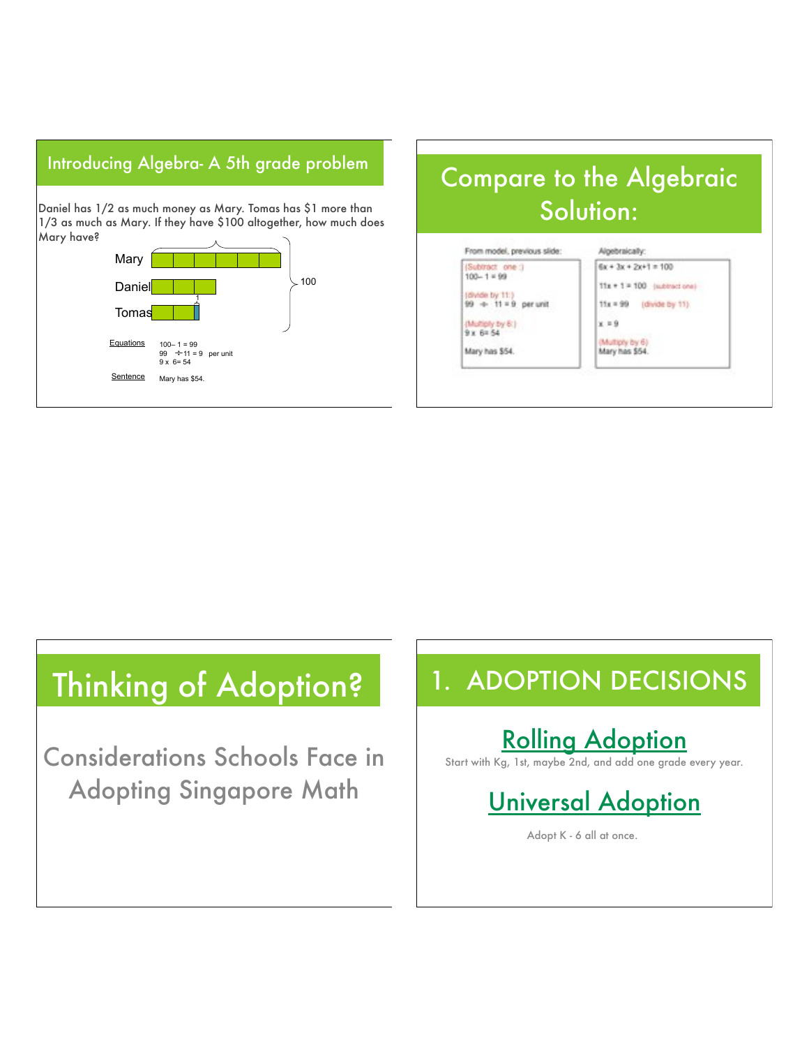## Introducing Algebra- A 5th grade problem

Daniel has 1/2 as much money as Mary. Tomas has $1 more than 1/3 as much as Mary. If they have $100 altogether, how much does Mary have?

Mary

Daniel

Tomas

1

100

Equations

100– 1 = 99

99 ÷ 11 = 9 per unit

9 x 6= 54

Sentence

Mary has $54.

## Compare to the Algebraic Solution:

From model, previous slide:

(Subtract one :)

100– 1 = 99

(divide by 11:)

99 ÷ 11 = 9 per unit

(Multiply by 6:)

9 x 6= 54

Mary has $54.

Algebraically:

$6x + 3x + 2x+1 = 100$

$11x + 1 = 100$ (subtract one)

$11x = 99$ (divide by 11)

$x = 9$

(Multiply by 6)

Mary has $54.

# Thinking of Adoption?

Considerations Schools Face in Adopting Singapore Math

## 1. ADOPTION DECISIONS

### Rolling Adoption

Start with Kg, 1st, maybe 2nd, and add one grade every year.

### Universal Adoption

Adopt K - 6 all at once.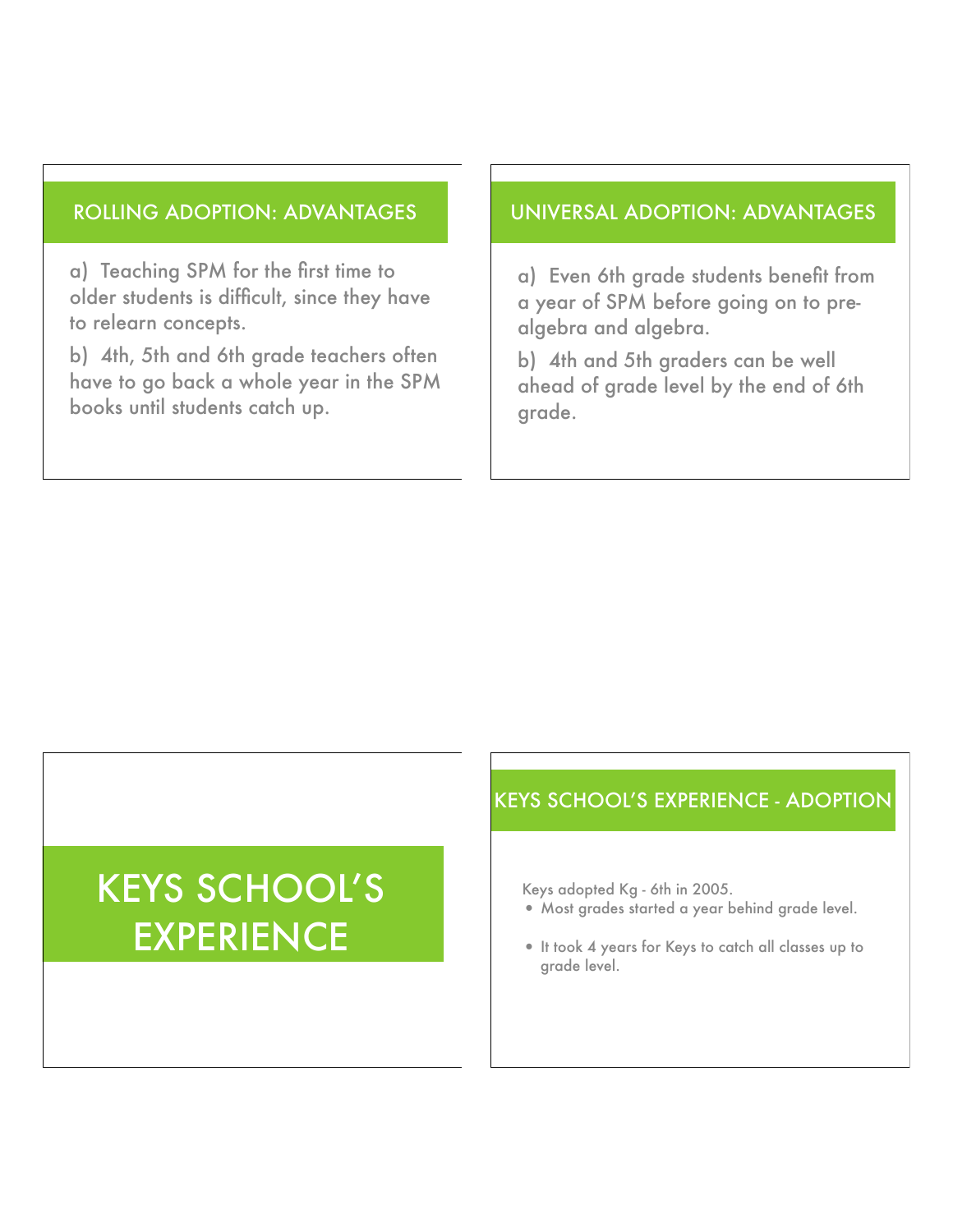## ROLLING ADOPTION: ADVANTAGES

a) Teaching SPM for the first time to older students is difficult, since they have to relearn concepts.

b) 4th, 5th and 6th grade teachers often have to go back a whole year in the SPM books until students catch up.

## UNIVERSAL ADOPTION: ADVANTAGES

a) Even 6th grade students benefit from a year of SPM before going on to pre-algebra and algebra.

b) 4th and 5th graders can be well ahead of grade level by the end of 6th grade.

# KEYS SCHOOL'S EXPERIENCE

## KEYS SCHOOL'S EXPERIENCE - ADOPTION

Keys adopted Kg - 6th in 2005.

- Most grades started a year behind grade level.
- It took 4 years for Keys to catch all classes up to grade level.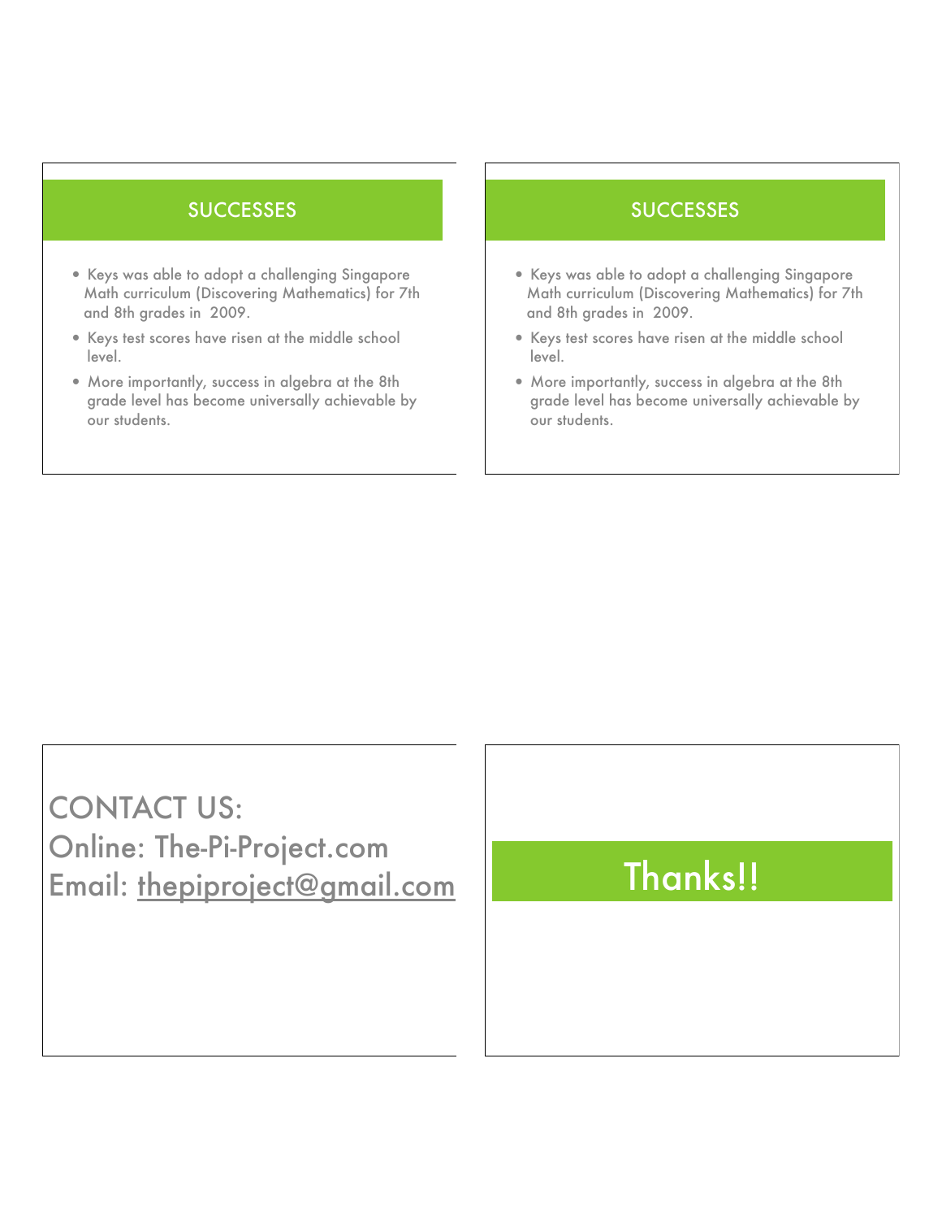## SUCCESSES

- Keys was able to adopt a challenging Singapore Math curriculum (Discovering Mathematics) for 7th and 8th grades in 2009.
- Keys test scores have risen at the middle school level.
- More importantly, success in algebra at the 8th grade level has become universally achievable by our students.

## SUCCESSES

- Keys was able to adopt a challenging Singapore Math curriculum (Discovering Mathematics) for 7th and 8th grades in 2009.
- Keys test scores have risen at the middle school level.
- More importantly, success in algebra at the 8th grade level has become universally achievable by our students.

CONTACT US:
Online: The-Pi-Project.com
Email: thepiproject@gmail.com

## Thanks!!